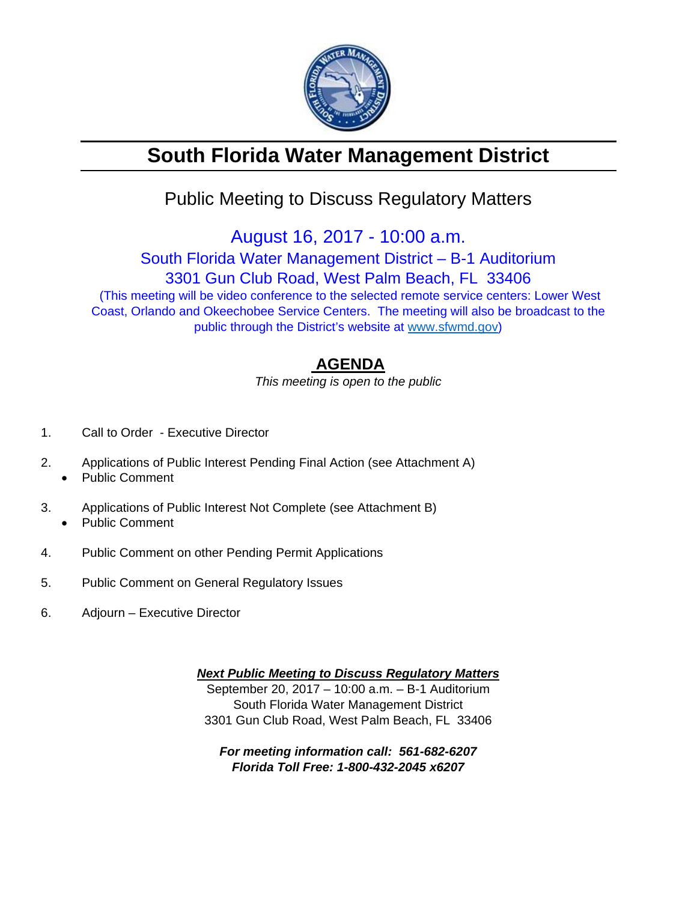# South Florida Water Management District

## Public Meeting to Discuss Regulatory Matters

**August 16, 2017 - 10:00 a.m.**
South Florida Water Management District – B-1 Auditorium
3301 Gun Club Road, West Palm Beach, FL 33406
(This meeting will be video conference to the selected remote service centers: Lower West Coast, Orlando and Okeechobee Service Centers. The meeting will also be broadcast to the public through the District's website at www.sfwmd.gov)

## AGENDA

*This meeting is open to the public*

1. Call to Order - Executive Director
2. Applications of Public Interest Pending Final Action (see Attachment A)
   - Public Comment
3. Applications of Public Interest Not Complete (see Attachment B)
   - Public Comment
4. Public Comment on other Pending Permit Applications
5. Public Comment on General Regulatory Issues
6. Adjourn – Executive Director

***Next Public Meeting to Discuss Regulatory Matters***
September 20, 2017 – 10:00 a.m. – B-1 Auditorium
South Florida Water Management District
3301 Gun Club Road, West Palm Beach, FL 33406

***For meeting information call: 561-682-6207***
***Florida Toll Free: 1-800-432-2045 x6207***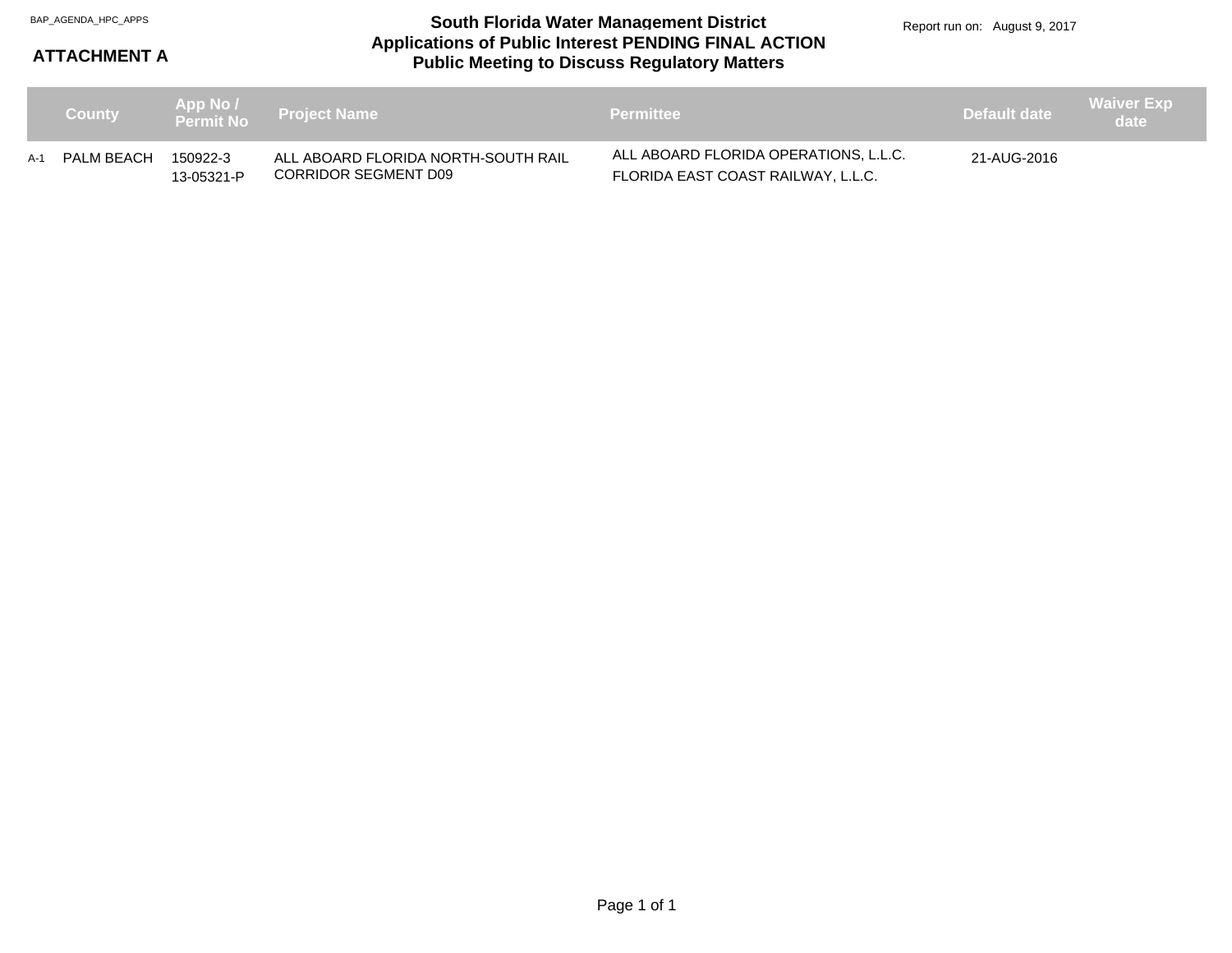BAP_AGENDA_HPC_APPS

**ATTACHMENT A**

# South Florida Water Management District
## Applications of Public Interest PENDING FINAL ACTION
## Public Meeting to Discuss Regulatory Matters

Report run on: August 9, 2017

| | County | App No / Permit No | Project Name | Permittee | Default date | Waiver Exp date |
|---|---|---|---|---|---|---|
| A-1 | PALM BEACH | 150922-3<br>13-05321-P | ALL ABOARD FLORIDA NORTH-SOUTH RAIL CORRIDOR SEGMENT D09 | ALL ABOARD FLORIDA OPERATIONS, L.L.C.<br>FLORIDA EAST COAST RAILWAY, L.L.C. | 21-AUG-2016 | |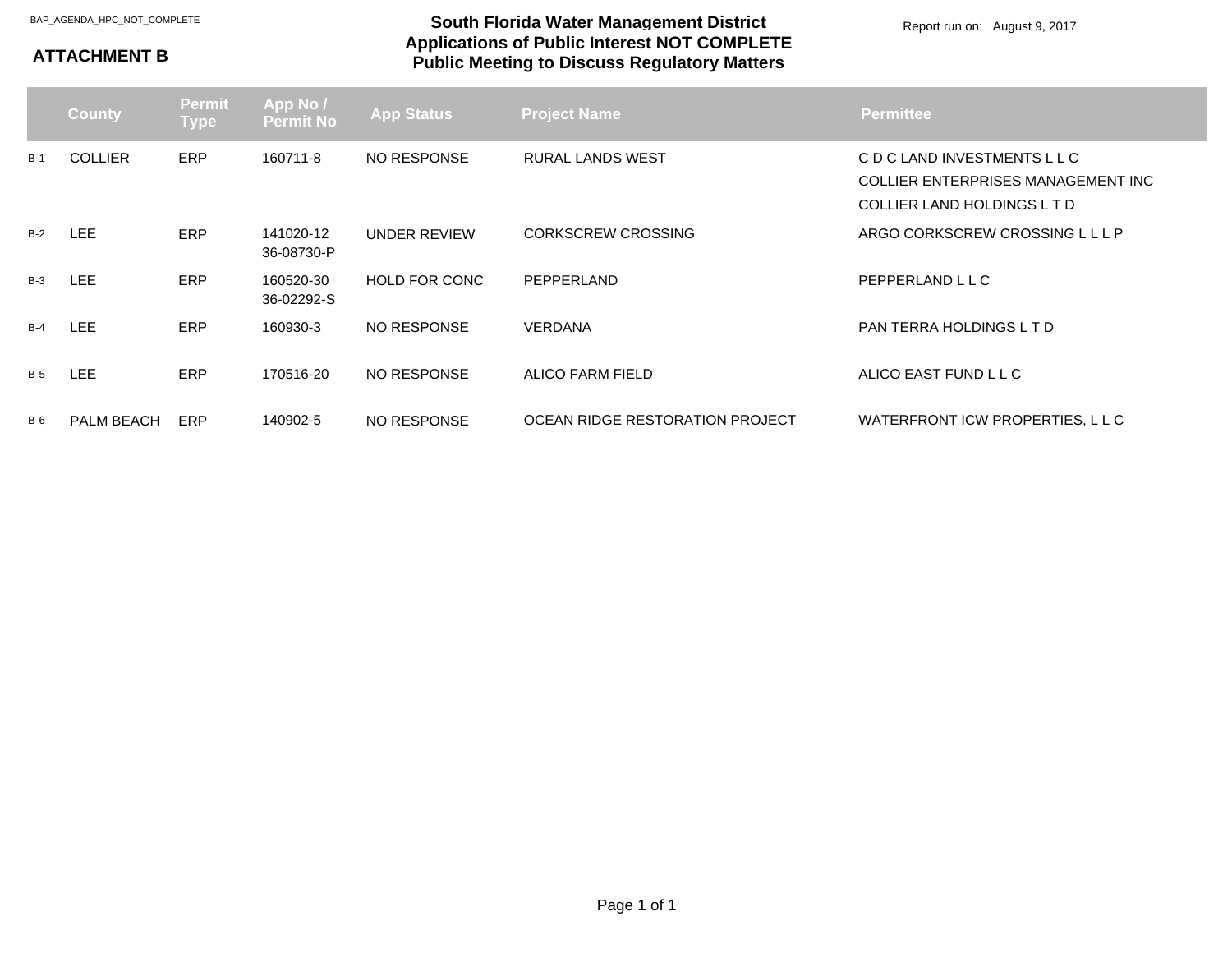BAP_AGENDA_HPC_NOT_COMPLETE

**ATTACHMENT B**

# South Florida Water Management District
## Applications of Public Interest NOT COMPLETE
## Public Meeting to Discuss Regulatory Matters

Report run on: August 9, 2017

| | County | Permit Type | App No / Permit No | App Status | Project Name | Permittee |
|---|---|---|---|---|---|---|
| B-1 | COLLIER | ERP | 160711-8 | NO RESPONSE | RURAL LANDS WEST | C D C LAND INVESTMENTS L L C<br>COLLIER ENTERPRISES MANAGEMENT INC<br>COLLIER LAND HOLDINGS L T D |
| B-2 | LEE | ERP | 141020-12<br>36-08730-P | UNDER REVIEW | CORKSCREW CROSSING | ARGO CORKSCREW CROSSING L L L P |
| B-3 | LEE | ERP | 160520-30<br>36-02292-S | HOLD FOR CONC | PEPPERLAND | PEPPERLAND L L C |
| B-4 | LEE | ERP | 160930-3 | NO RESPONSE | VERDANA | PAN TERRA HOLDINGS L T D |
| B-5 | LEE | ERP | 170516-20 | NO RESPONSE | ALICO FARM FIELD | ALICO EAST FUND L L C |
| B-6 | PALM BEACH | ERP | 140902-5 | NO RESPONSE | OCEAN RIDGE RESTORATION PROJECT | WATERFRONT ICW PROPERTIES, L L C |